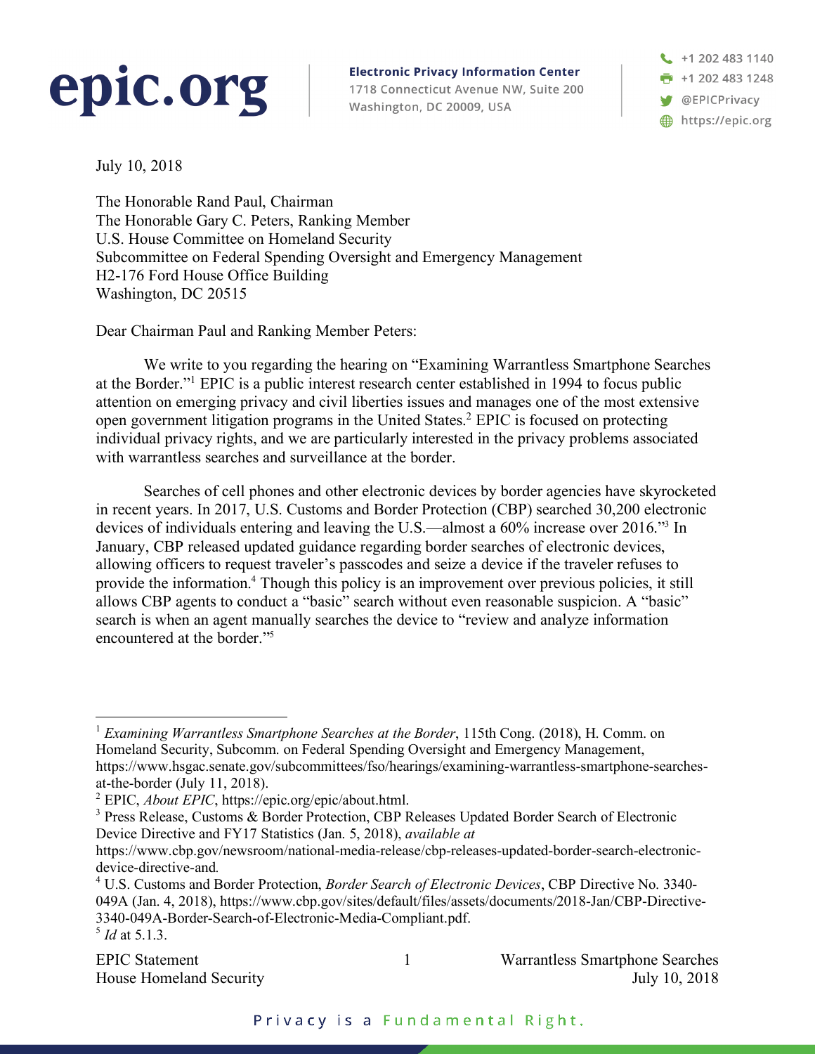epic.org

**Electronic Privacy Information Center**
1718 Connecticut Avenue NW, Suite 200
Washington, DC 20009, USA

+1 202 483 1140
+1 202 483 1248
@EPICPrivacy
https://epic.org

July 10, 2018

The Honorable Rand Paul, Chairman
The Honorable Gary C. Peters, Ranking Member
U.S. House Committee on Homeland Security
Subcommittee on Federal Spending Oversight and Emergency Management
H2-176 Ford House Office Building
Washington, DC 20515

Dear Chairman Paul and Ranking Member Peters:

We write to you regarding the hearing on "Examining Warrantless Smartphone Searches at the Border."[1] EPIC is a public interest research center established in 1994 to focus public attention on emerging privacy and civil liberties issues and manages one of the most extensive open government litigation programs in the United States.[2] EPIC is focused on protecting individual privacy rights, and we are particularly interested in the privacy problems associated with warrantless searches and surveillance at the border.

Searches of cell phones and other electronic devices by border agencies have skyrocketed in recent years. In 2017, U.S. Customs and Border Protection (CBP) searched 30,200 electronic devices of individuals entering and leaving the U.S.—almost a 60% increase over 2016."[3] In January, CBP released updated guidance regarding border searches of electronic devices, allowing officers to request traveler's passcodes and seize a device if the traveler refuses to provide the information.[4] Though this policy is an improvement over previous policies, it still allows CBP agents to conduct a "basic" search without even reasonable suspicion. A "basic" search is when an agent manually searches the device to "review and analyze information encountered at the border."[5]

---

[1] *Examining Warrantless Smartphone Searches at the Border*, 115th Cong. (2018), H. Comm. on Homeland Security, Subcomm. on Federal Spending Oversight and Emergency Management, https://www.hsgac.senate.gov/subcommittees/fso/hearings/examining-warrantless-smartphone-searches-at-the-border (July 11, 2018).

[2] EPIC, *About EPIC*, https://epic.org/epic/about.html.

[3] Press Release, Customs & Border Protection, CBP Releases Updated Border Search of Electronic Device Directive and FY17 Statistics (Jan. 5, 2018), *available at* https://www.cbp.gov/newsroom/national-media-release/cbp-releases-updated-border-search-electronic-device-directive-and.

[4] U.S. Customs and Border Protection, *Border Search of Electronic Devices*, CBP Directive No. 3340-049A (Jan. 4, 2018), https://www.cbp.gov/sites/default/files/assets/documents/2018-Jan/CBP-Directive-3340-049A-Border-Search-of-Electronic-Media-Compliant.pdf.

[5] *Id* at 5.1.3.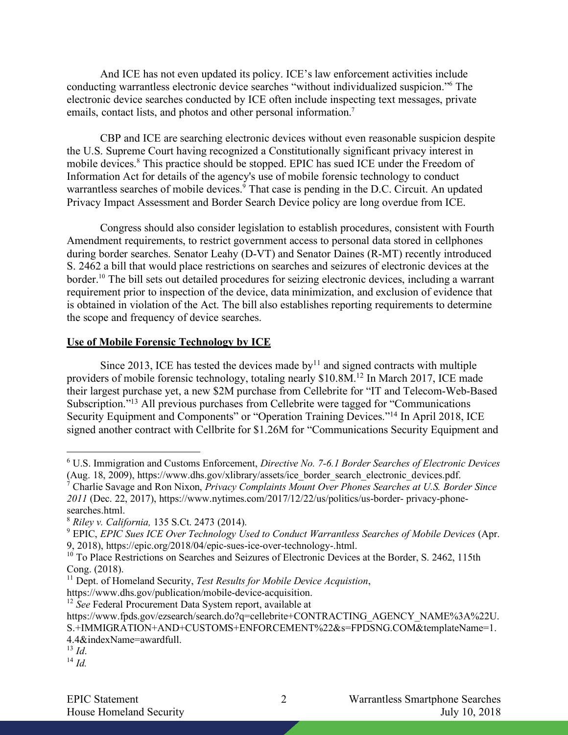And ICE has not even updated its policy. ICE's law enforcement activities include conducting warrantless electronic device searches "without individualized suspicion."[6] The electronic device searches conducted by ICE often include inspecting text messages, private emails, contact lists, and photos and other personal information.[7]

CBP and ICE are searching electronic devices without even reasonable suspicion despite the U.S. Supreme Court having recognized a Constitutionally significant privacy interest in mobile devices.[8] This practice should be stopped. EPIC has sued ICE under the Freedom of Information Act for details of the agency's use of mobile forensic technology to conduct warrantless searches of mobile devices.[9] That case is pending in the D.C. Circuit. An updated Privacy Impact Assessment and Border Search Device policy are long overdue from ICE.

Congress should also consider legislation to establish procedures, consistent with Fourth Amendment requirements, to restrict government access to personal data stored in cellphones during border searches. Senator Leahy (D-VT) and Senator Daines (R-MT) recently introduced S. 2462 a bill that would place restrictions on searches and seizures of electronic devices at the border.[10] The bill sets out detailed procedures for seizing electronic devices, including a warrant requirement prior to inspection of the device, data minimization, and exclusion of evidence that is obtained in violation of the Act. The bill also establishes reporting requirements to determine the scope and frequency of device searches.

**Use of Mobile Forensic Technology by ICE**

Since 2013, ICE has tested the devices made by[11] and signed contracts with multiple providers of mobile forensic technology, totaling nearly $10.8M.[12] In March 2017, ICE made their largest purchase yet, a new $2M purchase from Cellebrite for "IT and Telecom-Web-Based Subscription."[13] All previous purchases from Cellebrite were tagged for "Communications Security Equipment and Components" or "Operation Training Devices."[14] In April 2018, ICE signed another contract with Cellbrite for $1.26M for "Communications Security Equipment and

---

[6] U.S. Immigration and Customs Enforcement, *Directive No. 7-6.1 Border Searches of Electronic Devices* (Aug. 18, 2009), https://www.dhs.gov/xlibrary/assets/ice_border_search_electronic_devices.pdf.

[7] Charlie Savage and Ron Nixon, *Privacy Complaints Mount Over Phones Searches at U.S. Border Since 2011* (Dec. 22, 2017), https://www.nytimes.com/2017/12/22/us/us-border- privacy-phone-searches.html.

[8] *Riley v. California,* 135 S.Ct. 2473 (2014).

[9] EPIC, *EPIC Sues ICE Over Technology Used to Conduct Warrantless Searches of Mobile Devices* (Apr. 9, 2018), https://epic.org/2018/04/epic-sues-ice-over-technology-.html.

[10] To Place Restrictions on Searches and Seizures of Electronic Devices at the Border, S. 2462, 115th Cong. (2018).

[11] Dept. of Homeland Security, *Test Results for Mobile Device Acquistion*, https://www.dhs.gov/publication/mobile-device-acquisition.

[12] *See* Federal Procurement Data System report, available at https://www.fpds.gov/ezsearch/search.do?q=cellebrite+CONTRACTING_AGENCY_NAME%3A%22U.S.+IMMIGRATION+AND+CUSTOMS+ENFORCEMENT%22&s=FPDSNG.COM&templateName=1.4.4&indexName=awardfull.

[13] *Id*.

[14] *Id.*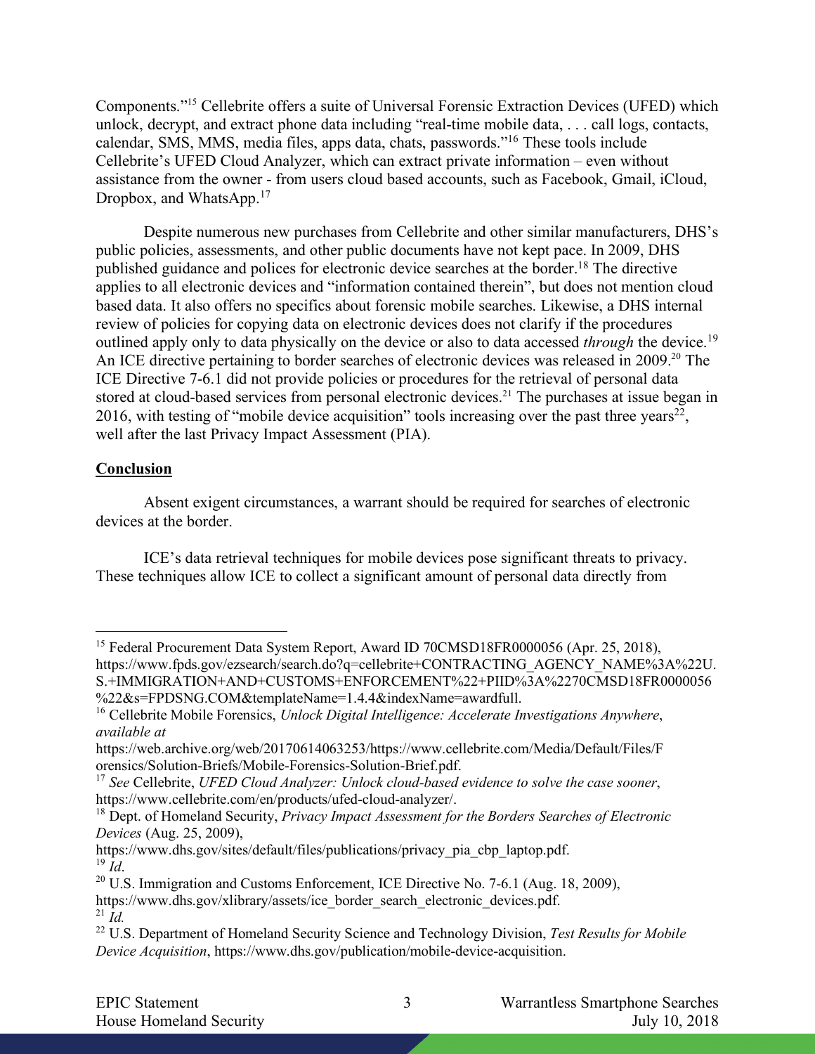Components."[15] Cellebrite offers a suite of Universal Forensic Extraction Devices (UFED) which unlock, decrypt, and extract phone data including "real-time mobile data, . . . call logs, contacts, calendar, SMS, MMS, media files, apps data, chats, passwords."[16] These tools include Cellebrite's UFED Cloud Analyzer, which can extract private information – even without assistance from the owner - from users cloud based accounts, such as Facebook, Gmail, iCloud, Dropbox, and WhatsApp.[17]

Despite numerous new purchases from Cellebrite and other similar manufacturers, DHS's public policies, assessments, and other public documents have not kept pace. In 2009, DHS published guidance and polices for electronic device searches at the border.[18] The directive applies to all electronic devices and "information contained therein", but does not mention cloud based data. It also offers no specifics about forensic mobile searches. Likewise, a DHS internal review of policies for copying data on electronic devices does not clarify if the procedures outlined apply only to data physically on the device or also to data accessed *through* the device.[19] An ICE directive pertaining to border searches of electronic devices was released in 2009.[20] The ICE Directive 7-6.1 did not provide policies or procedures for the retrieval of personal data stored at cloud-based services from personal electronic devices.[21] The purchases at issue began in 2016, with testing of "mobile device acquisition" tools increasing over the past three years[22], well after the last Privacy Impact Assessment (PIA).

## Conclusion

Absent exigent circumstances, a warrant should be required for searches of electronic devices at the border.

ICE's data retrieval techniques for mobile devices pose significant threats to privacy. These techniques allow ICE to collect a significant amount of personal data directly from

---

[15] Federal Procurement Data System Report, Award ID 70CMSD18FR0000056 (Apr. 25, 2018), https://www.fpds.gov/ezsearch/search.do?q=cellebrite+CONTRACTING_AGENCY_NAME%3A%22U.S.+IMMIGRATION+AND+CUSTOMS+ENFORCEMENT%22+PIID%3A%2270CMSD18FR0000056%22&s=FPDSNG.COM&templateName=1.4.4&indexName=awardfull.

[16] Cellebrite Mobile Forensics, *Unlock Digital Intelligence: Accelerate Investigations Anywhere*, *available at* https://web.archive.org/web/20170614063253/https://www.cellebrite.com/Media/Default/Files/Forensics/Solution-Briefs/Mobile-Forensics-Solution-Brief.pdf.

[17] *See* Cellebrite, *UFED Cloud Analyzer: Unlock cloud-based evidence to solve the case sooner*, https://www.cellebrite.com/en/products/ufed-cloud-analyzer/.

[18] Dept. of Homeland Security, *Privacy Impact Assessment for the Borders Searches of Electronic Devices* (Aug. 25, 2009), https://www.dhs.gov/sites/default/files/publications/privacy_pia_cbp_laptop.pdf.

[19] *Id*.

[20] U.S. Immigration and Customs Enforcement, ICE Directive No. 7-6.1 (Aug. 18, 2009), https://www.dhs.gov/xlibrary/assets/ice_border_search_electronic_devices.pdf.

[21] *Id.*

[22] U.S. Department of Homeland Security Science and Technology Division, *Test Results for Mobile Device Acquisition*, https://www.dhs.gov/publication/mobile-device-acquisition.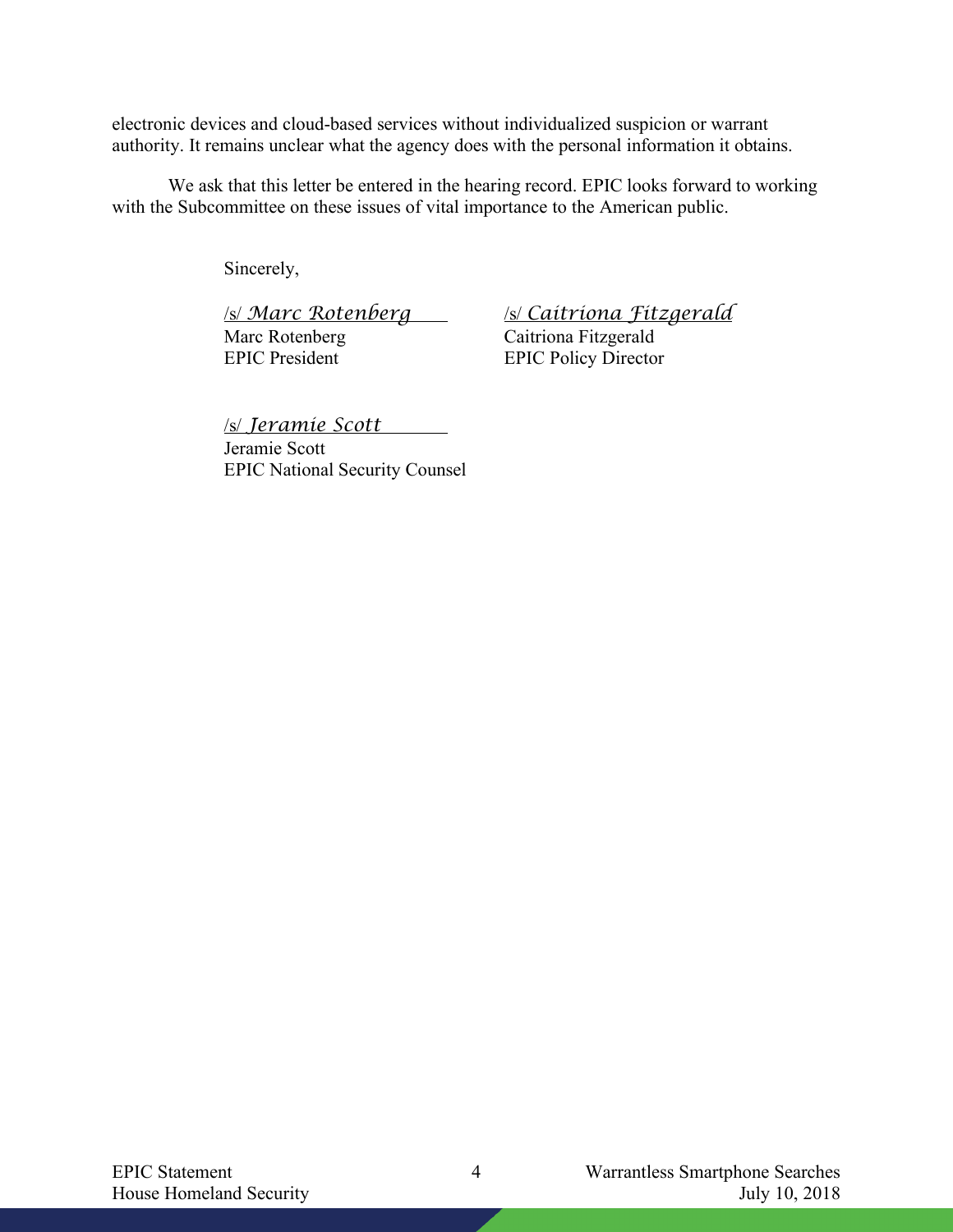electronic devices and cloud-based services without individualized suspicion or warrant authority. It remains unclear what the agency does with the personal information it obtains.

We ask that this letter be entered in the hearing record. EPIC looks forward to working with the Subcommittee on these issues of vital importance to the American public.

Sincerely,

/s/ *Marc Rotenberg*
Marc Rotenberg
EPIC President

/s/ *Caitriona Fitzgerald*
Caitriona Fitzgerald
EPIC Policy Director

/s/ *Jeramie Scott*
Jeramie Scott
EPIC National Security Counsel